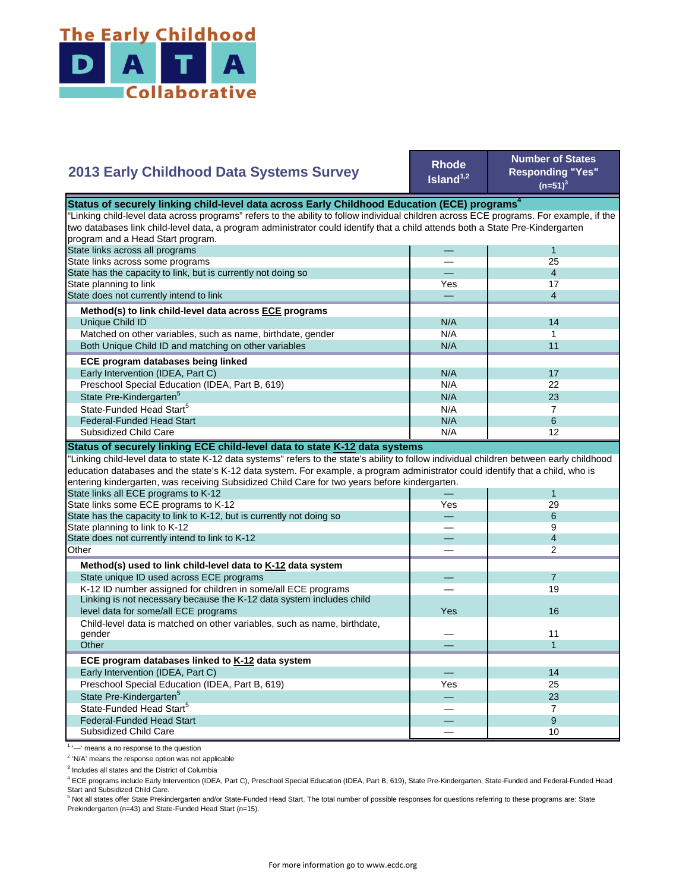The Early Childhood DATA Collaborative

## 2013 Early Childhood Data Systems Survey

| | Rhode Island[1,2] | Number of States Responding "Yes" (n=51)[3] |
|---|---|---|
| **Status of securely linking child-level data across Early Childhood Education (ECE) programs[4]** | | |
| "Linking child-level data across programs" refers to the ability to follow individual children across ECE programs. For example, if the two databases link child-level data, a program administrator could identify that a child attends both a State Pre-Kindergarten program and a Head Start program. | | |
| State links across all programs | — | 1 |
| State links across some programs | — | 25 |
| State has the capacity to link, but is currently not doing so | — | 4 |
| State planning to link | Yes | 17 |
| State does not currently intend to link | — | 4 |
| **Method(s) to link child-level data across ECE programs** | | |
| Unique Child ID | N/A | 14 |
| Matched on other variables, such as name, birthdate, gender | N/A | 1 |
| Both Unique Child ID and matching on other variables | N/A | 11 |
| **ECE program databases being linked** | | |
| Early Intervention (IDEA, Part C) | N/A | 17 |
| Preschool Special Education (IDEA, Part B, 619) | N/A | 22 |
| State Pre-Kindergarten[5] | N/A | 23 |
| State-Funded Head Start[5] | N/A | 7 |
| Federal-Funded Head Start | N/A | 6 |
| Subsidized Child Care | N/A | 12 |
| **Status of securely linking ECE child-level data to state K-12 data systems** | | |
| "Linking child-level data to state K-12 data systems" refers to the state's ability to follow individual children between early childhood education databases and the state's K-12 data system. For example, a program administrator could identify that a child, who is entering kindergarten, was receiving Subsidized Child Care for two years before kindergarten. | | |
| State links all ECE programs to K-12 | — | 1 |
| State links some ECE programs to K-12 | Yes | 29 |
| State has the capacity to link to K-12, but is currently not doing so | — | 6 |
| State planning to link to K-12 | — | 9 |
| State does not currently intend to link to K-12 | — | 4 |
| Other | — | 2 |
| **Method(s) used to link child-level data to K-12 data system** | | |
| State unique ID used across ECE programs | — | 7 |
| K-12 ID number assigned for children in some/all ECE programs | — | 19 |
| Linking is not necessary because the K-12 data system includes child level data for some/all ECE programs | Yes | 16 |
| Child-level data is matched on other variables, such as name, birthdate, gender | — | 11 |
| Other | — | 1 |
| **ECE program databases linked to K-12 data system** | | |
| Early Intervention (IDEA, Part C) | — | 14 |
| Preschool Special Education (IDEA, Part B, 619) | Yes | 25 |
| State Pre-Kindergarten[5] | — | 23 |
| State-Funded Head Start[5] | — | 7 |
| Federal-Funded Head Start | — | 9 |
| Subsidized Child Care | — | 10 |

[1] '—' means a no response to the question

[2] 'N/A' means the response option was not applicable

[3] Includes all states and the District of Columbia

[4] ECE programs include Early Intervention (IDEA, Part C), Preschool Special Education (IDEA, Part B, 619), State Pre-Kindergarten, State-Funded and Federal-Funded Head Start and Subsidized Child Care.

[5] Not all states offer State Prekindergarten and/or State-Funded Head Start. The total number of possible responses for questions referring to these programs are: State Prekindergarten (n=43) and State-Funded Head Start (n=15).

For more information go to www.ecdc.org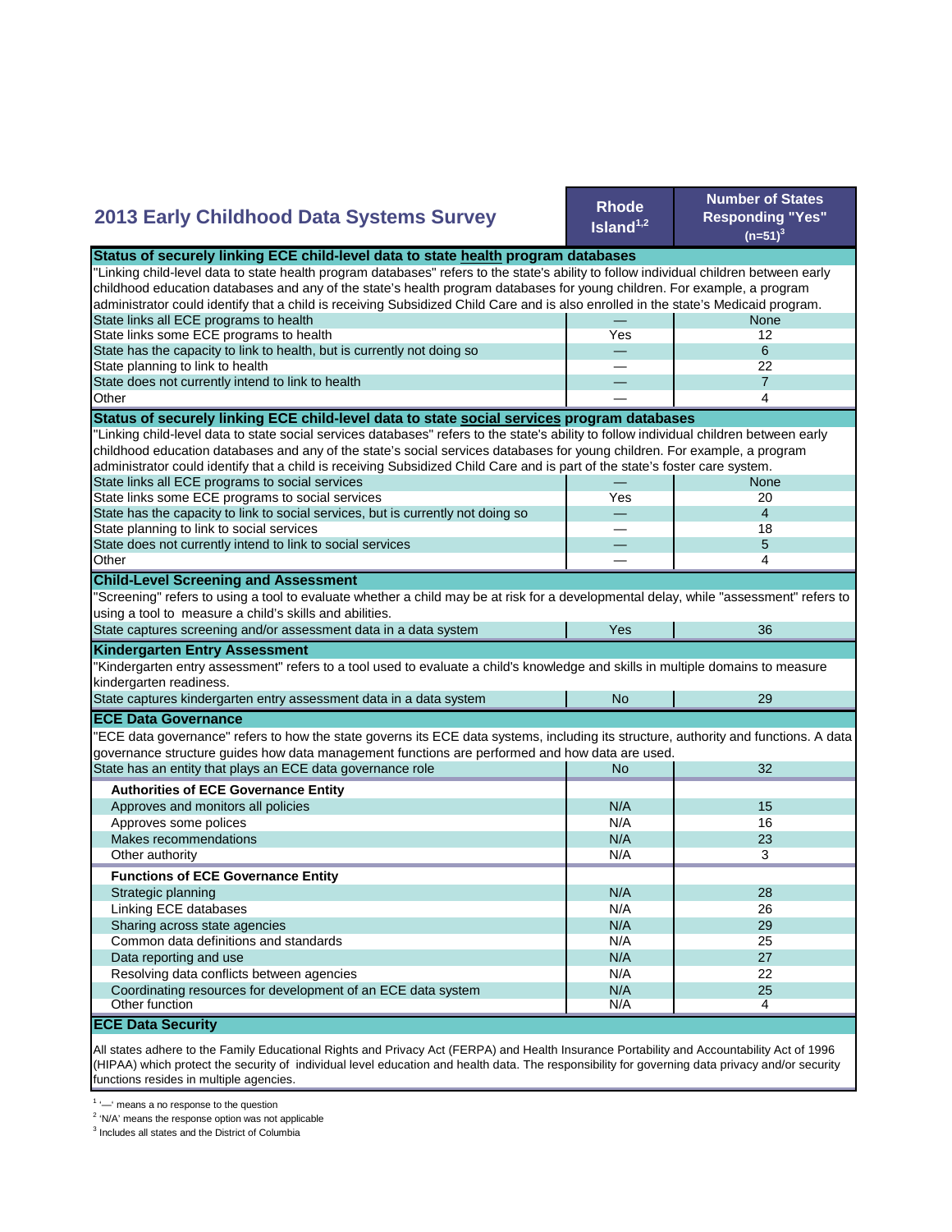| 2013 Early Childhood Data Systems Survey | Rhode Island[1,2] | Number of States Responding "Yes" (n=51)[3] |
|---|---|---|
| **Status of securely linking ECE child-level data to state health program databases** | | |
| "Linking child-level data to state health program databases" refers to the state's ability to follow individual children between early childhood education databases and any of the state's health program databases for young children. For example, a program administrator could identify that a child is receiving Subsidized Child Care and is also enrolled in the state's Medicaid program. | | |
| State links all ECE programs to health | — | None |
| State links some ECE programs to health | Yes | 12 |
| State has the capacity to link to health, but is currently not doing so | — | 6 |
| State planning to link to health | — | 22 |
| State does not currently intend to link to health | — | 7 |
| Other | — | 4 |
| **Status of securely linking ECE child-level data to state social services program databases** | | |
| "Linking child-level data to state social services databases" refers to the state's ability to follow individual children between early childhood education databases and any of the state's social services databases for young children. For example, a program administrator could identify that a child is receiving Subsidized Child Care and is part of the state's foster care system. | | |
| State links all ECE programs to social services | — | None |
| State links some ECE programs to social services | Yes | 20 |
| State has the capacity to link to social services, but is currently not doing so | — | 4 |
| State planning to link to social services | — | 18 |
| State does not currently intend to link to social services | — | 5 |
| Other | — | 4 |
| **Child-Level Screening and Assessment** | | |
| "Screening" refers to using a tool to evaluate whether a child may be at risk for a developmental delay, while "assessment" refers to using a tool to measure a child's skills and abilities. | | |
| State captures screening and/or assessment data in a data system | Yes | 36 |
| **Kindergarten Entry Assessment** | | |
| "Kindergarten entry assessment" refers to a tool used to evaluate a child's knowledge and skills in multiple domains to measure kindergarten readiness. | | |
| State captures kindergarten entry assessment data in a data system | No | 29 |
| **ECE Data Governance** | | |
| "ECE data governance" refers to how the state governs its ECE data systems, including its structure, authority and functions. A data governance structure guides how data management functions are performed and how data are used. | | |
| State has an entity that plays an ECE data governance role | No | 32 |
| **Authorities of ECE Governance Entity** | | |
| Approves and monitors all policies | N/A | 15 |
| Approves some polices | N/A | 16 |
| Makes recommendations | N/A | 23 |
| Other authority | N/A | 3 |
| **Functions of ECE Governance Entity** | | |
| Strategic planning | N/A | 28 |
| Linking ECE databases | N/A | 26 |
| Sharing across state agencies | N/A | 29 |
| Common data definitions and standards | N/A | 25 |
| Data reporting and use | N/A | 27 |
| Resolving data conflicts between agencies | N/A | 22 |
| Coordinating resources for development of an ECE data system | N/A | 25 |
| Other function | N/A | 4 |
| **ECE Data Security** | | |
| All states adhere to the Family Educational Rights and Privacy Act (FERPA) and Health Insurance Portability and Accountability Act of 1996 (HIPAA) which protect the security of individual level education and health data. The responsibility for governing data privacy and/or security functions resides in multiple agencies. | | |

[1] '—' means a no response to the question

[2] 'N/A' means the response option was not applicable

[3] Includes all states and the District of Columbia